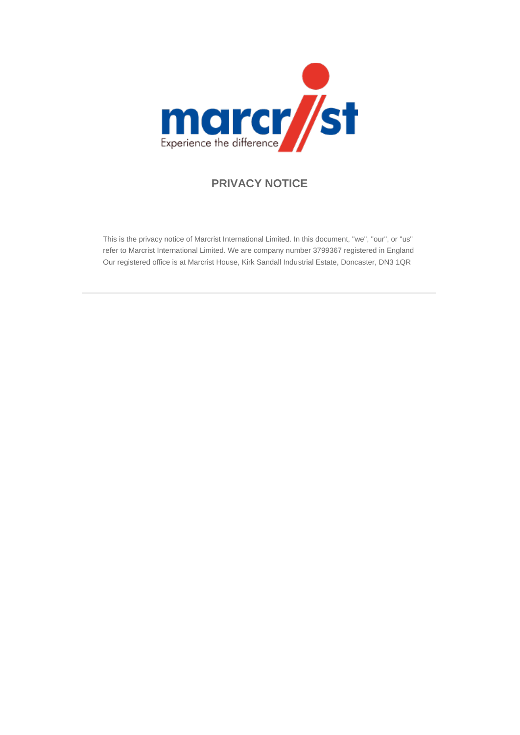# PRIVACY NOTICE

This is the privacy notice of Marcrist International Limited. In this document, "we", "our", or "us" refer to Marcrist International Limited. We are company number 3799367 registered in England Our registered office is at Marcrist House, Kirk Sandall Industrial Estate, Doncaster, DN3 1QR

---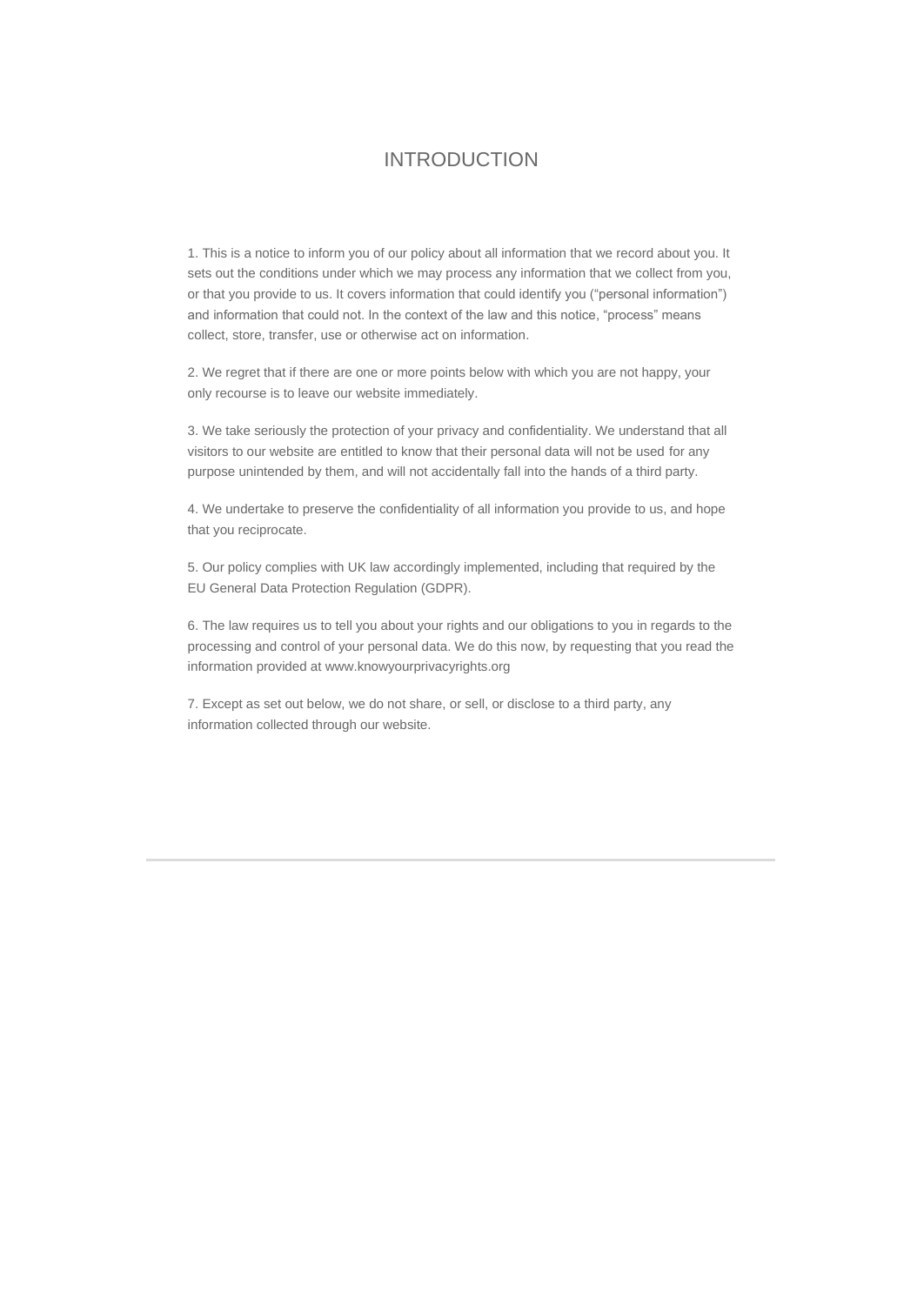# INTRODUCTION

1. This is a notice to inform you of our policy about all information that we record about you. It sets out the conditions under which we may process any information that we collect from you, or that you provide to us. It covers information that could identify you ("personal information") and information that could not. In the context of the law and this notice, "process" means collect, store, transfer, use or otherwise act on information.

2. We regret that if there are one or more points below with which you are not happy, your only recourse is to leave our website immediately.

3. We take seriously the protection of your privacy and confidentiality. We understand that all visitors to our website are entitled to know that their personal data will not be used for any purpose unintended by them, and will not accidentally fall into the hands of a third party.

4. We undertake to preserve the confidentiality of all information you provide to us, and hope that you reciprocate.

5. Our policy complies with UK law accordingly implemented, including that required by the EU General Data Protection Regulation (GDPR).

6. The law requires us to tell you about your rights and our obligations to you in regards to the processing and control of your personal data. We do this now, by requesting that you read the information provided at www.knowyourprivacyrights.org

7. Except as set out below, we do not share, or sell, or disclose to a third party, any information collected through our website.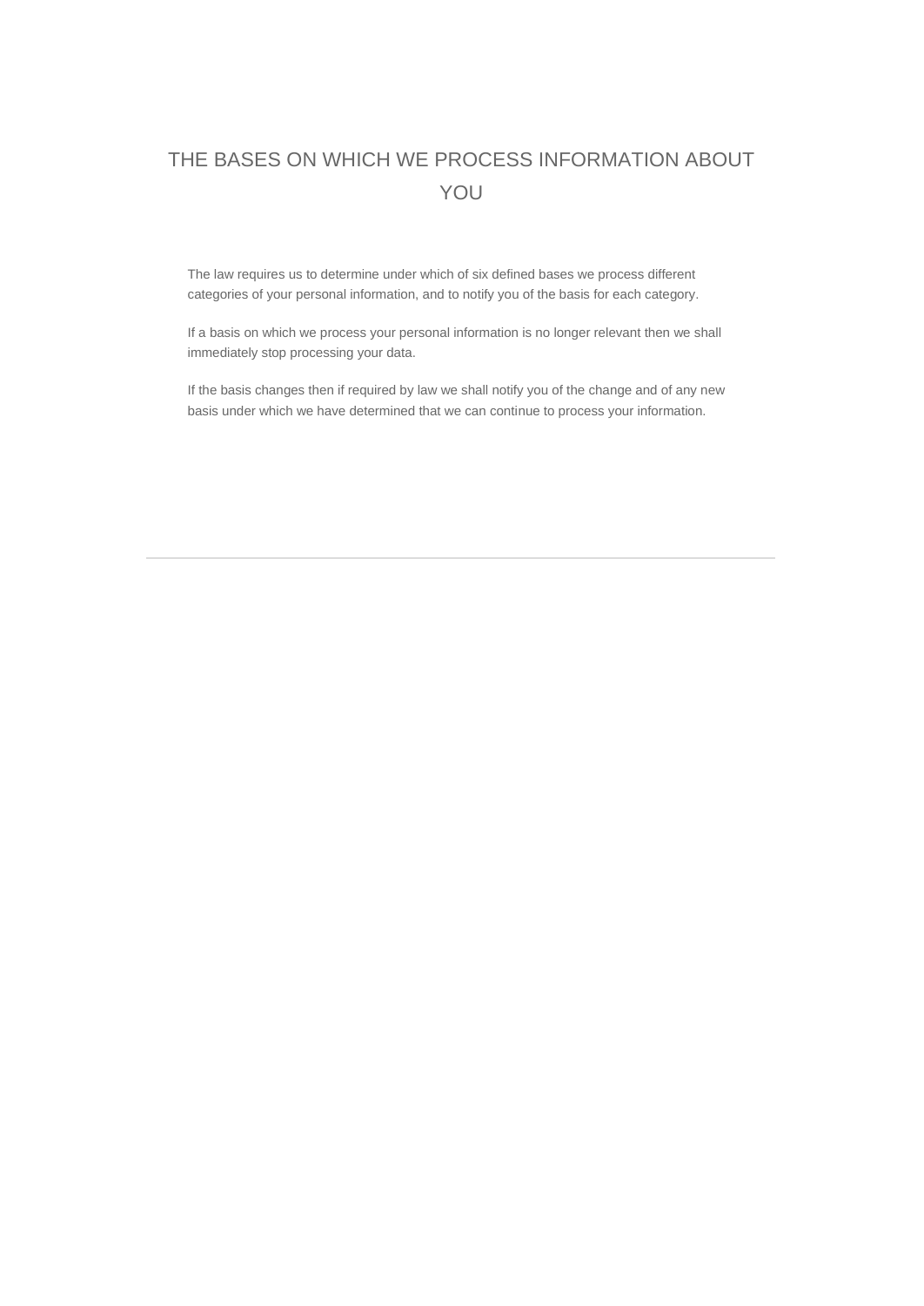# THE BASES ON WHICH WE PROCESS INFORMATION ABOUT YOU

The law requires us to determine under which of six defined bases we process different categories of your personal information, and to notify you of the basis for each category.

If a basis on which we process your personal information is no longer relevant then we shall immediately stop processing your data.

If the basis changes then if required by law we shall notify you of the change and of any new basis under which we have determined that we can continue to process your information.

---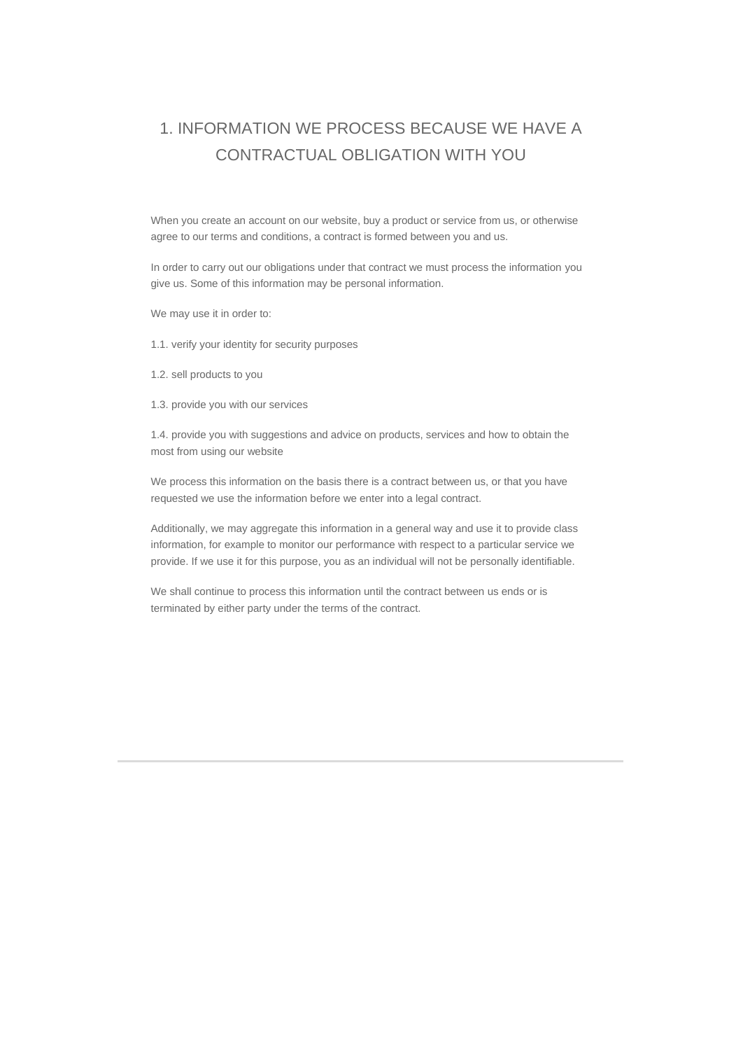## 1. INFORMATION WE PROCESS BECAUSE WE HAVE A CONTRACTUAL OBLIGATION WITH YOU

When you create an account on our website, buy a product or service from us, or otherwise agree to our terms and conditions, a contract is formed between you and us.

In order to carry out our obligations under that contract we must process the information you give us. Some of this information may be personal information.

We may use it in order to:

1.1. verify your identity for security purposes

1.2. sell products to you

1.3. provide you with our services

1.4. provide you with suggestions and advice on products, services and how to obtain the most from using our website

We process this information on the basis there is a contract between us, or that you have requested we use the information before we enter into a legal contract.

Additionally, we may aggregate this information in a general way and use it to provide class information, for example to monitor our performance with respect to a particular service we provide. If we use it for this purpose, you as an individual will not be personally identifiable.

We shall continue to process this information until the contract between us ends or is terminated by either party under the terms of the contract.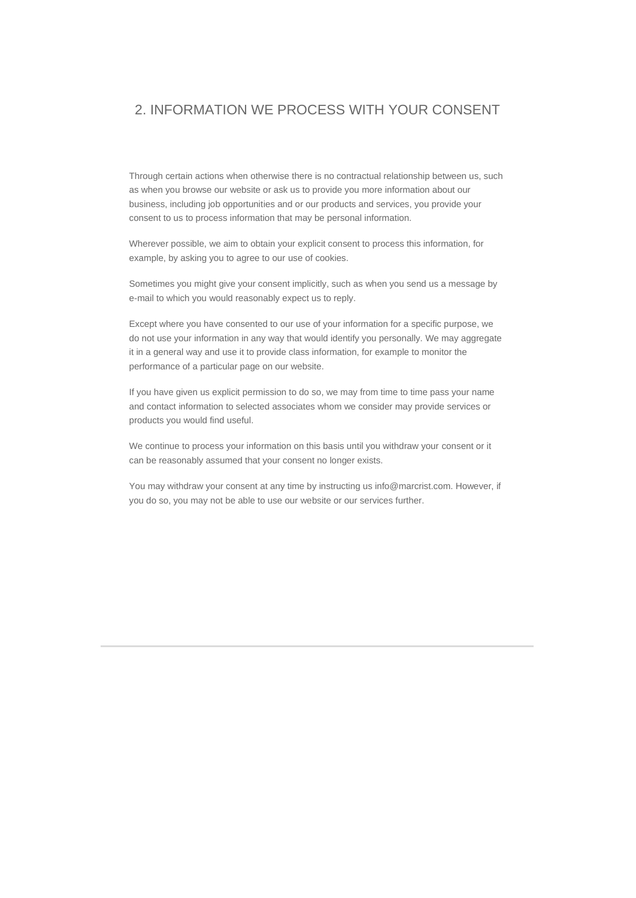## 2. INFORMATION WE PROCESS WITH YOUR CONSENT

Through certain actions when otherwise there is no contractual relationship between us, such as when you browse our website or ask us to provide you more information about our business, including job opportunities and or our products and services, you provide your consent to us to process information that may be personal information.

Wherever possible, we aim to obtain your explicit consent to process this information, for example, by asking you to agree to our use of cookies.

Sometimes you might give your consent implicitly, such as when you send us a message by e-mail to which you would reasonably expect us to reply.

Except where you have consented to our use of your information for a specific purpose, we do not use your information in any way that would identify you personally. We may aggregate it in a general way and use it to provide class information, for example to monitor the performance of a particular page on our website.

If you have given us explicit permission to do so, we may from time to time pass your name and contact information to selected associates whom we consider may provide services or products you would find useful.

We continue to process your information on this basis until you withdraw your consent or it can be reasonably assumed that your consent no longer exists.

You may withdraw your consent at any time by instructing us info@marcrist.com. However, if you do so, you may not be able to use our website or our services further.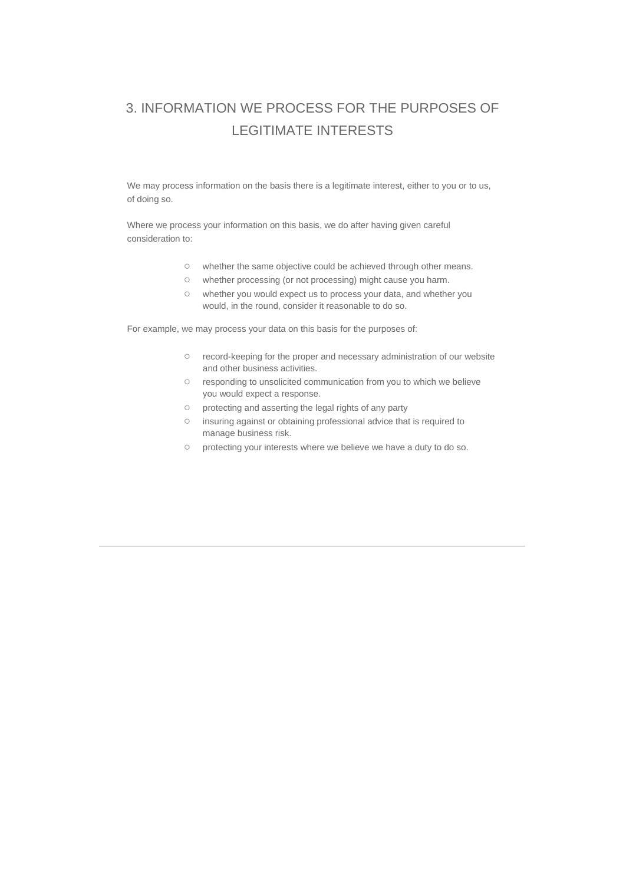## 3. INFORMATION WE PROCESS FOR THE PURPOSES OF LEGITIMATE INTERESTS

We may process information on the basis there is a legitimate interest, either to you or to us, of doing so.

Where we process your information on this basis, we do after having given careful consideration to:

- whether the same objective could be achieved through other means.
- whether processing (or not processing) might cause you harm.
- whether you would expect us to process your data, and whether you would, in the round, consider it reasonable to do so.

For example, we may process your data on this basis for the purposes of:

- record-keeping for the proper and necessary administration of our website and other business activities.
- responding to unsolicited communication from you to which we believe you would expect a response.
- protecting and asserting the legal rights of any party
- insuring against or obtaining professional advice that is required to manage business risk.
- protecting your interests where we believe we have a duty to do so.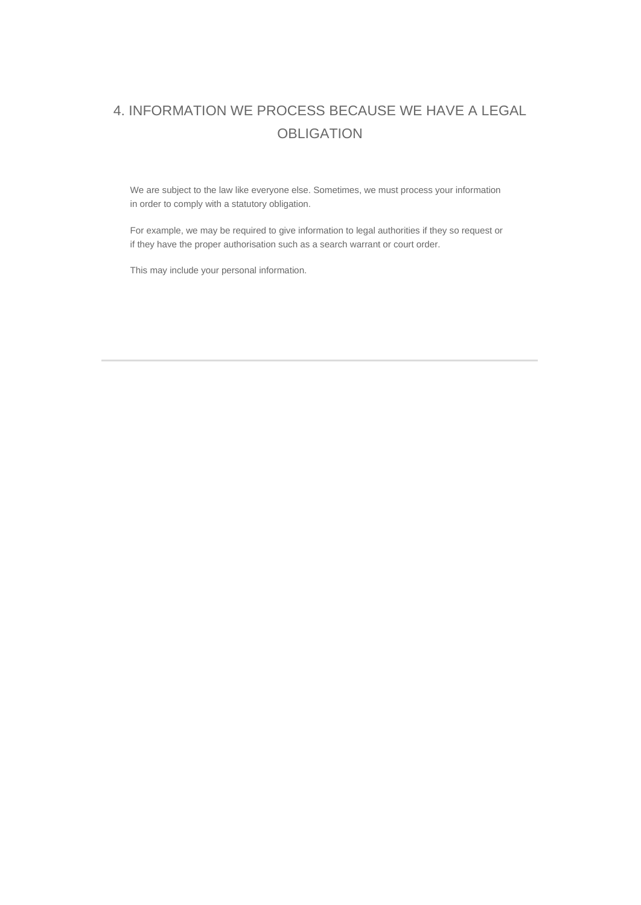## 4. INFORMATION WE PROCESS BECAUSE WE HAVE A LEGAL OBLIGATION

We are subject to the law like everyone else. Sometimes, we must process your information in order to comply with a statutory obligation.

For example, we may be required to give information to legal authorities if they so request or if they have the proper authorisation such as a search warrant or court order.

This may include your personal information.

---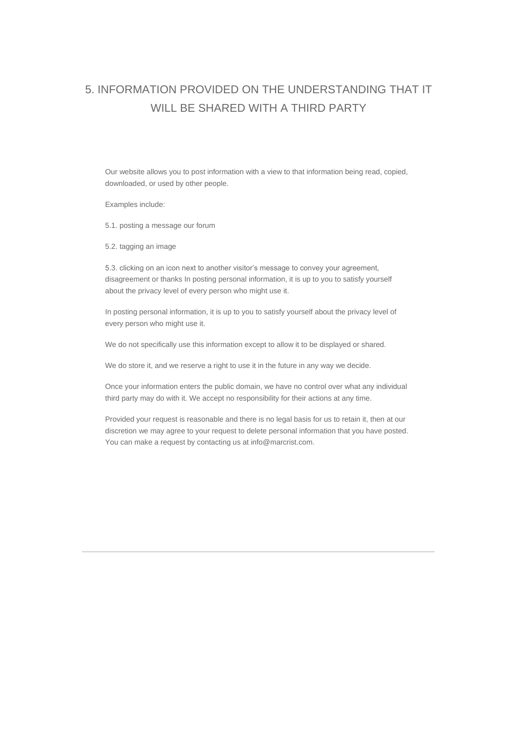## 5. INFORMATION PROVIDED ON THE UNDERSTANDING THAT IT WILL BE SHARED WITH A THIRD PARTY

Our website allows you to post information with a view to that information being read, copied, downloaded, or used by other people.

Examples include:

5.1. posting a message our forum

5.2. tagging an image

5.3. clicking on an icon next to another visitor's message to convey your agreement, disagreement or thanks In posting personal information, it is up to you to satisfy yourself about the privacy level of every person who might use it.

In posting personal information, it is up to you to satisfy yourself about the privacy level of every person who might use it.

We do not specifically use this information except to allow it to be displayed or shared.

We do store it, and we reserve a right to use it in the future in any way we decide.

Once your information enters the public domain, we have no control over what any individual third party may do with it. We accept no responsibility for their actions at any time.

Provided your request is reasonable and there is no legal basis for us to retain it, then at our discretion we may agree to your request to delete personal information that you have posted. You can make a request by contacting us at info@marcrist.com.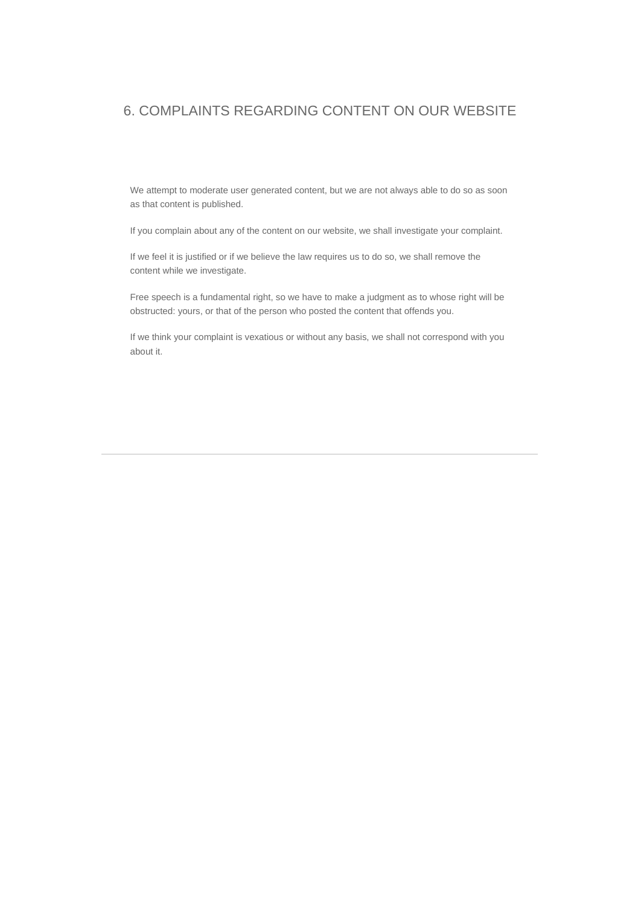## 6. COMPLAINTS REGARDING CONTENT ON OUR WEBSITE

We attempt to moderate user generated content, but we are not always able to do so as soon as that content is published.

If you complain about any of the content on our website, we shall investigate your complaint.

If we feel it is justified or if we believe the law requires us to do so, we shall remove the content while we investigate.

Free speech is a fundamental right, so we have to make a judgment as to whose right will be obstructed: yours, or that of the person who posted the content that offends you.

If we think your complaint is vexatious or without any basis, we shall not correspond with you about it.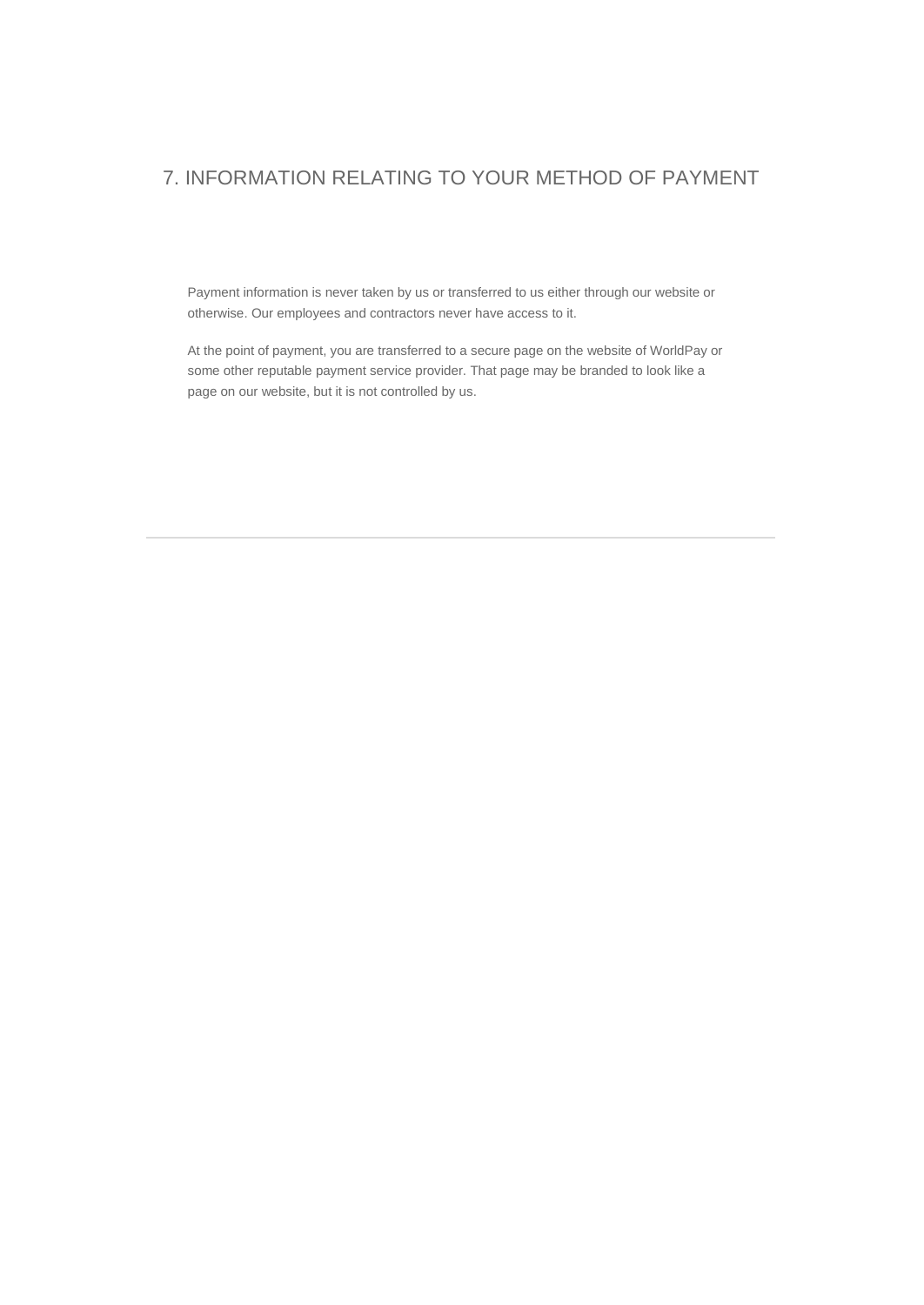## 7. INFORMATION RELATING TO YOUR METHOD OF PAYMENT

Payment information is never taken by us or transferred to us either through our website or otherwise. Our employees and contractors never have access to it.

At the point of payment, you are transferred to a secure page on the website of WorldPay or some other reputable payment service provider. That page may be branded to look like a page on our website, but it is not controlled by us.

---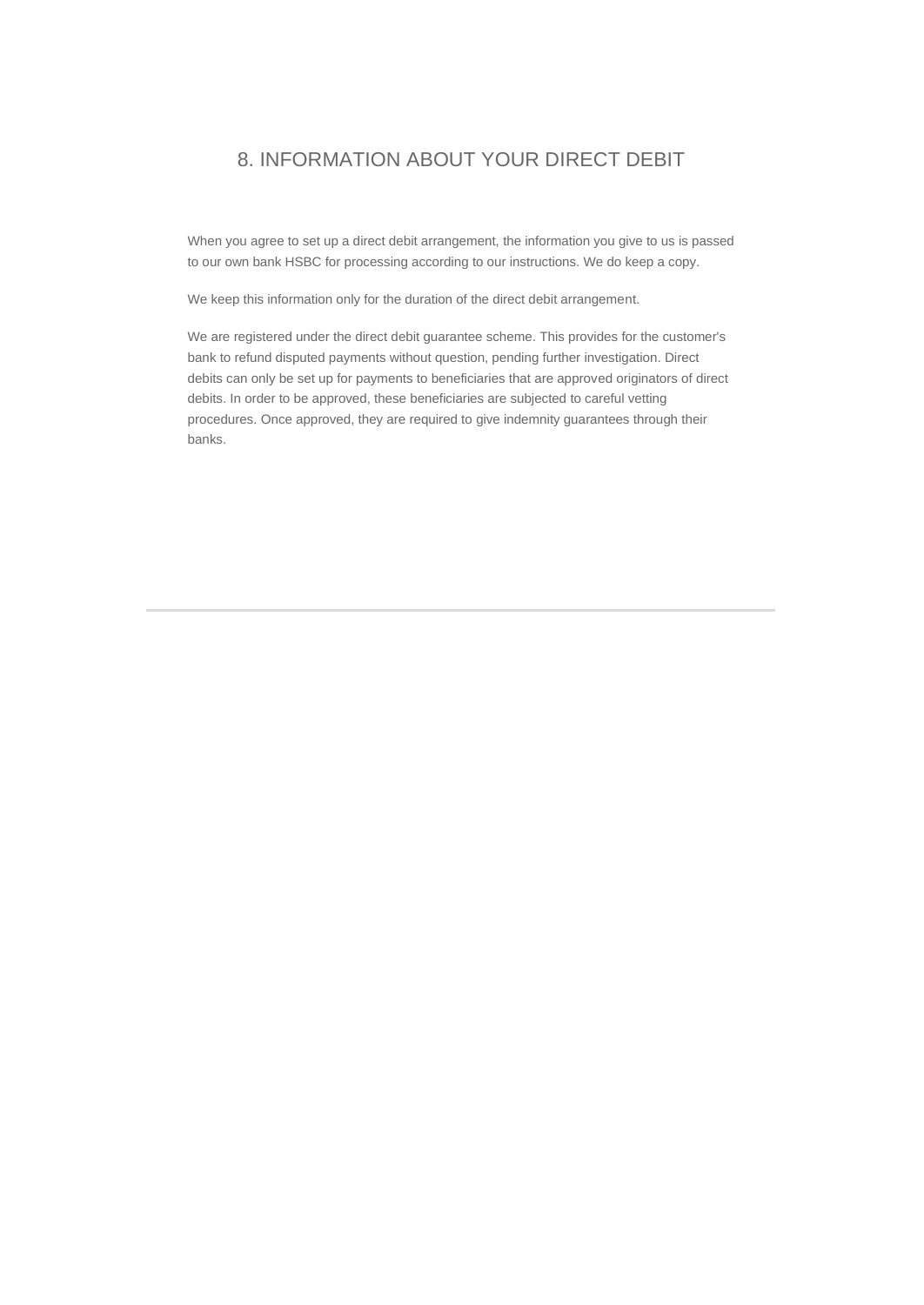## 8. INFORMATION ABOUT YOUR DIRECT DEBIT

When you agree to set up a direct debit arrangement, the information you give to us is passed to our own bank HSBC for processing according to our instructions. We do keep a copy.

We keep this information only for the duration of the direct debit arrangement.

We are registered under the direct debit guarantee scheme. This provides for the customer's bank to refund disputed payments without question, pending further investigation. Direct debits can only be set up for payments to beneficiaries that are approved originators of direct debits. In order to be approved, these beneficiaries are subjected to careful vetting procedures. Once approved, they are required to give indemnity guarantees through their banks.

---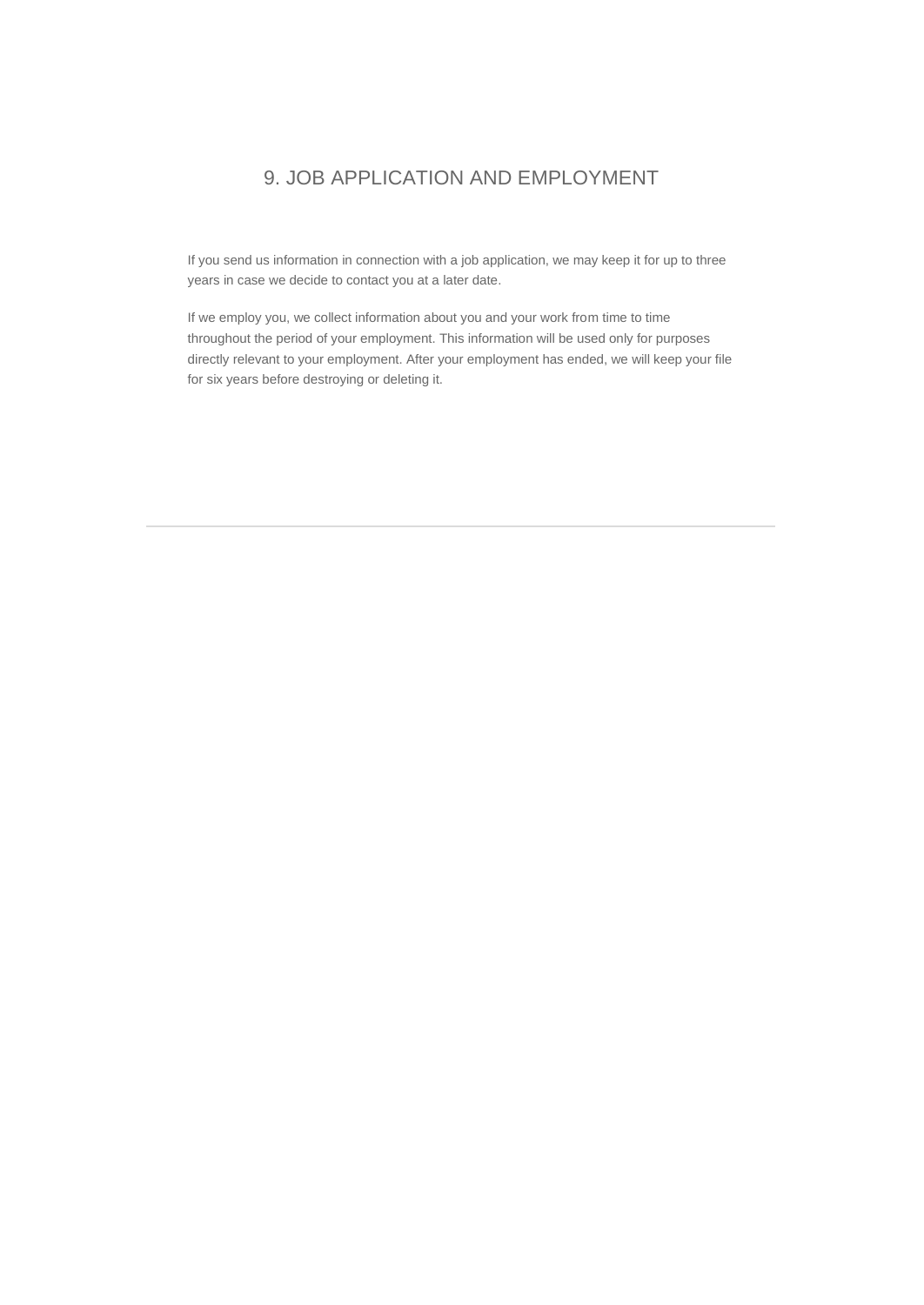## 9. JOB APPLICATION AND EMPLOYMENT

If you send us information in connection with a job application, we may keep it for up to three years in case we decide to contact you at a later date.

If we employ you, we collect information about you and your work from time to time throughout the period of your employment. This information will be used only for purposes directly relevant to your employment. After your employment has ended, we will keep your file for six years before destroying or deleting it.

---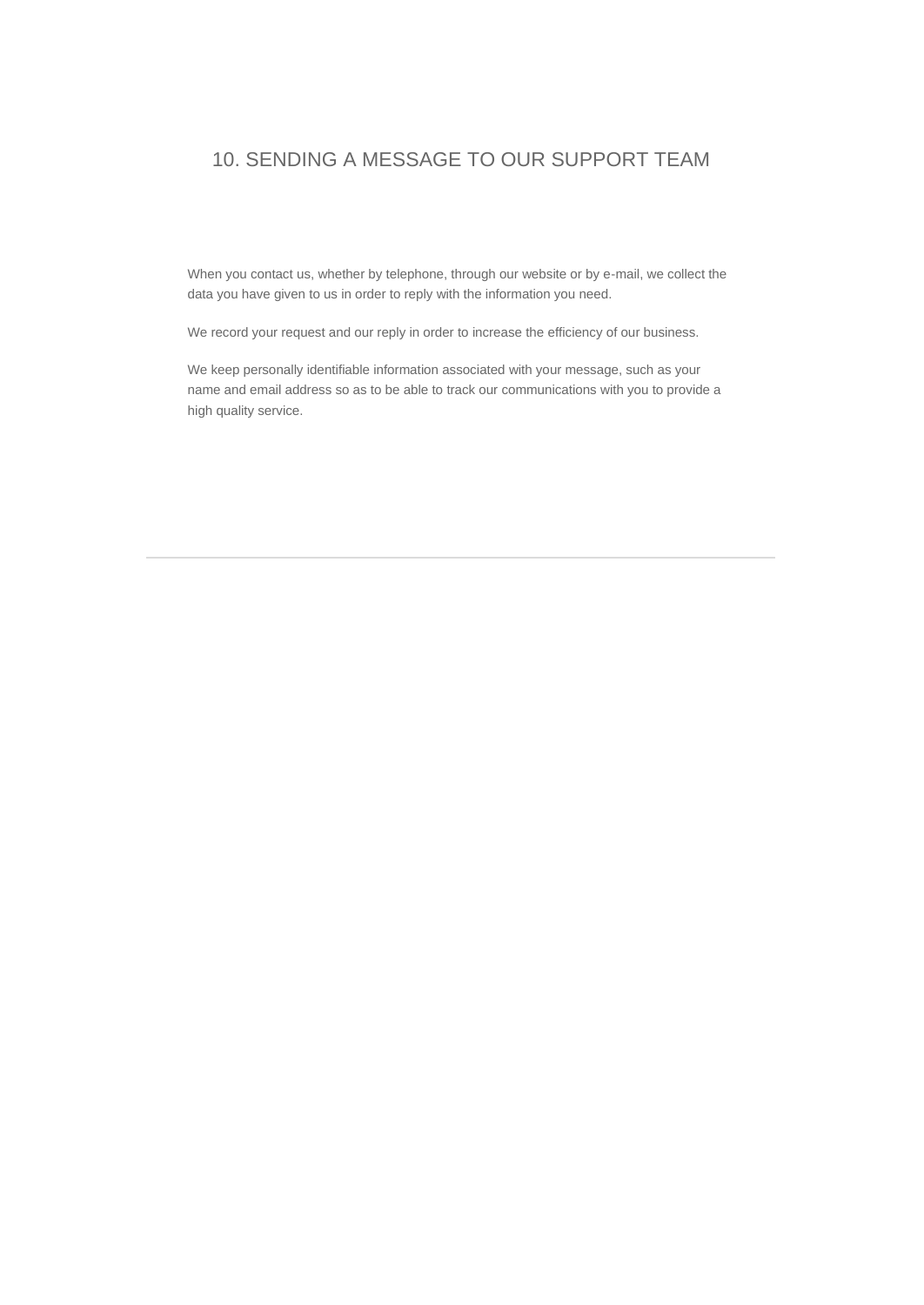## 10. SENDING A MESSAGE TO OUR SUPPORT TEAM

When you contact us, whether by telephone, through our website or by e-mail, we collect the data you have given to us in order to reply with the information you need.

We record your request and our reply in order to increase the efficiency of our business.

We keep personally identifiable information associated with your message, such as your name and email address so as to be able to track our communications with you to provide a high quality service.

---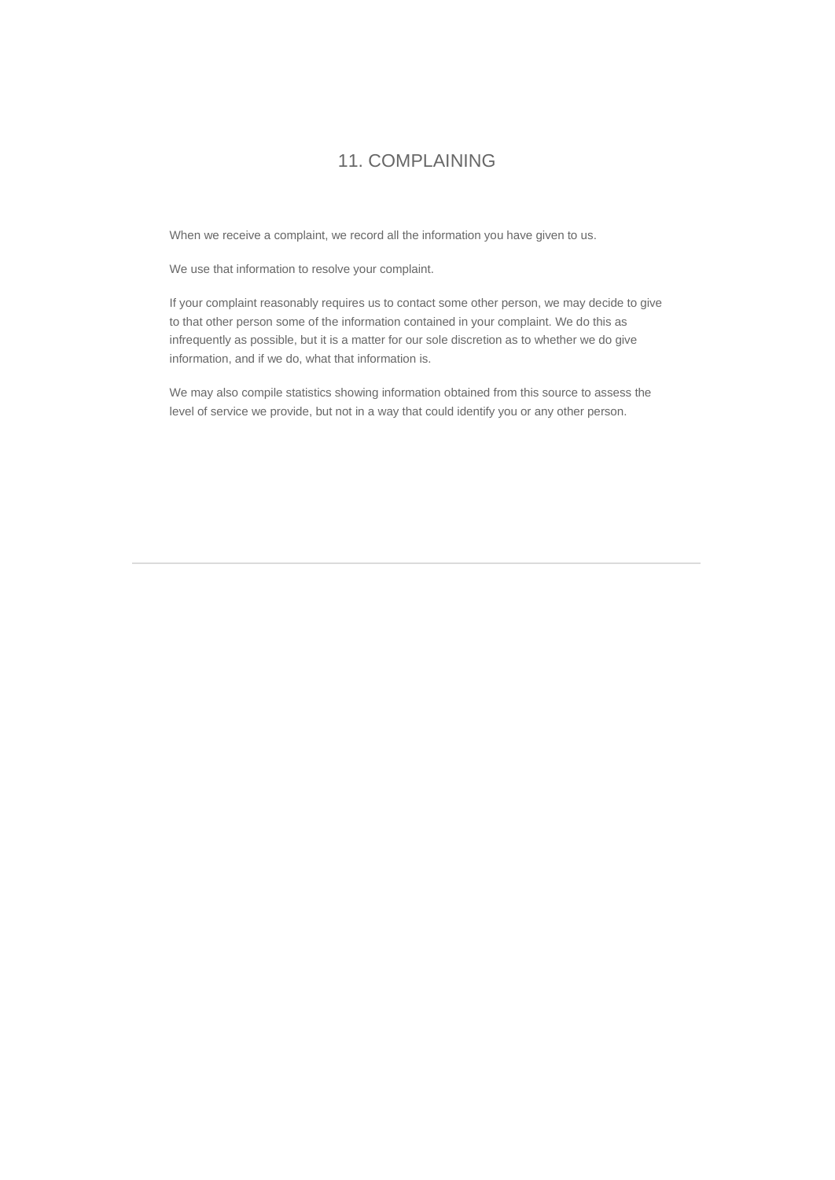## 11. COMPLAINING

When we receive a complaint, we record all the information you have given to us.

We use that information to resolve your complaint.

If your complaint reasonably requires us to contact some other person, we may decide to give to that other person some of the information contained in your complaint. We do this as infrequently as possible, but it is a matter for our sole discretion as to whether we do give information, and if we do, what that information is.

We may also compile statistics showing information obtained from this source to assess the level of service we provide, but not in a way that could identify you or any other person.

---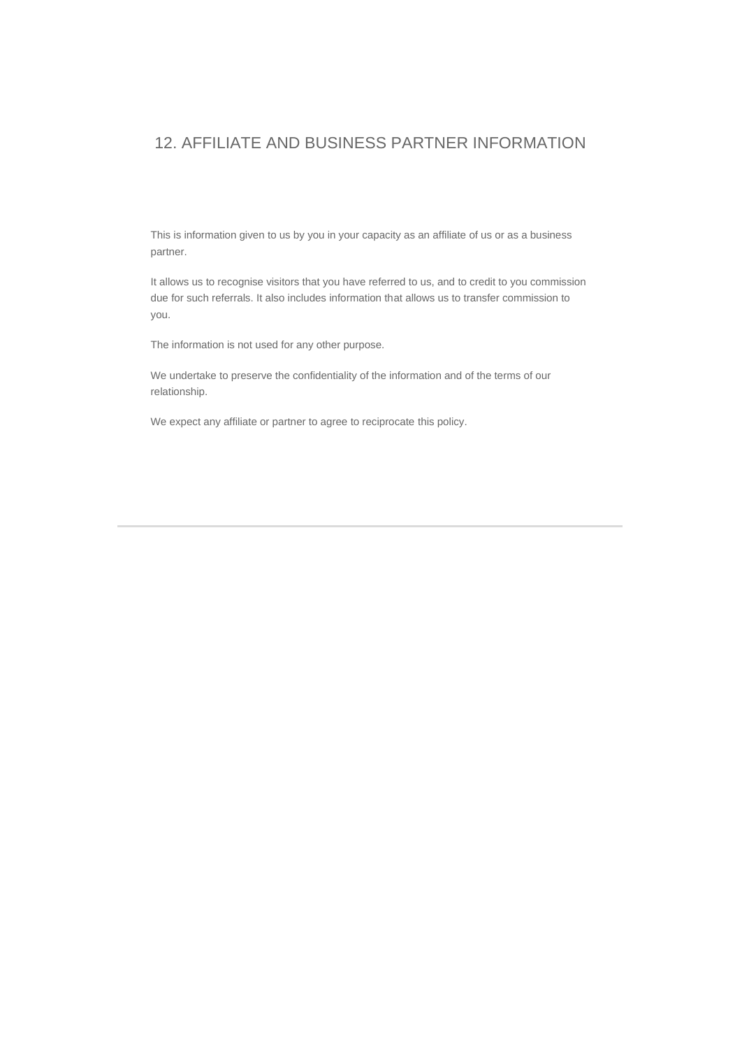## 12. AFFILIATE AND BUSINESS PARTNER INFORMATION

This is information given to us by you in your capacity as an affiliate of us or as a business partner.

It allows us to recognise visitors that you have referred to us, and to credit to you commission due for such referrals. It also includes information that allows us to transfer commission to you.

The information is not used for any other purpose.

We undertake to preserve the confidentiality of the information and of the terms of our relationship.

We expect any affiliate or partner to agree to reciprocate this policy.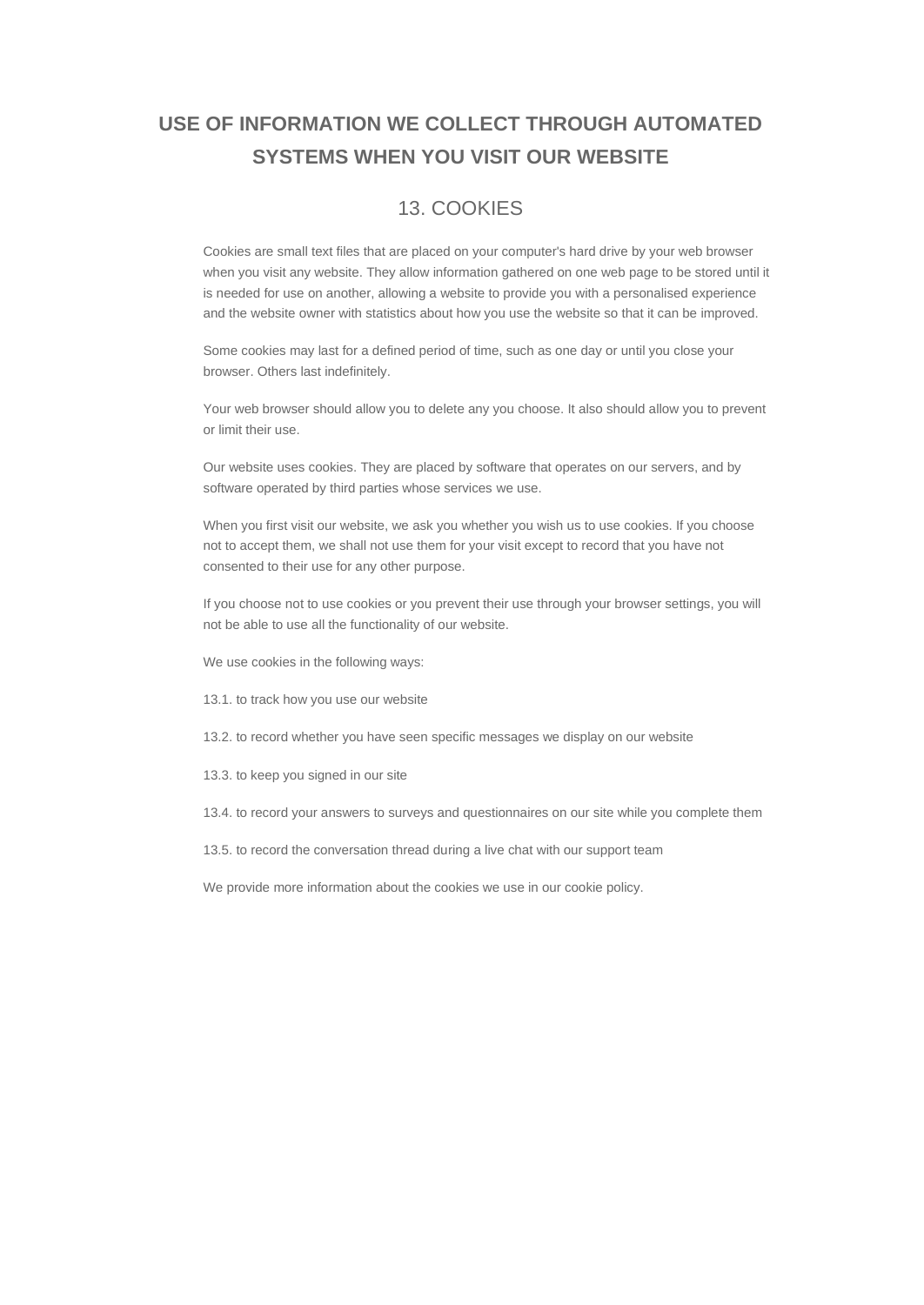# USE OF INFORMATION WE COLLECT THROUGH AUTOMATED SYSTEMS WHEN YOU VISIT OUR WEBSITE

## 13. COOKIES

Cookies are small text files that are placed on your computer's hard drive by your web browser when you visit any website. They allow information gathered on one web page to be stored until it is needed for use on another, allowing a website to provide you with a personalised experience and the website owner with statistics about how you use the website so that it can be improved.

Some cookies may last for a defined period of time, such as one day or until you close your browser. Others last indefinitely.

Your web browser should allow you to delete any you choose. It also should allow you to prevent or limit their use.

Our website uses cookies. They are placed by software that operates on our servers, and by software operated by third parties whose services we use.

When you first visit our website, we ask you whether you wish us to use cookies. If you choose not to accept them, we shall not use them for your visit except to record that you have not consented to their use for any other purpose.

If you choose not to use cookies or you prevent their use through your browser settings, you will not be able to use all the functionality of our website.

We use cookies in the following ways:

13.1. to track how you use our website

13.2. to record whether you have seen specific messages we display on our website

13.3. to keep you signed in our site

13.4. to record your answers to surveys and questionnaires on our site while you complete them

13.5. to record the conversation thread during a live chat with our support team

We provide more information about the cookies we use in our cookie policy.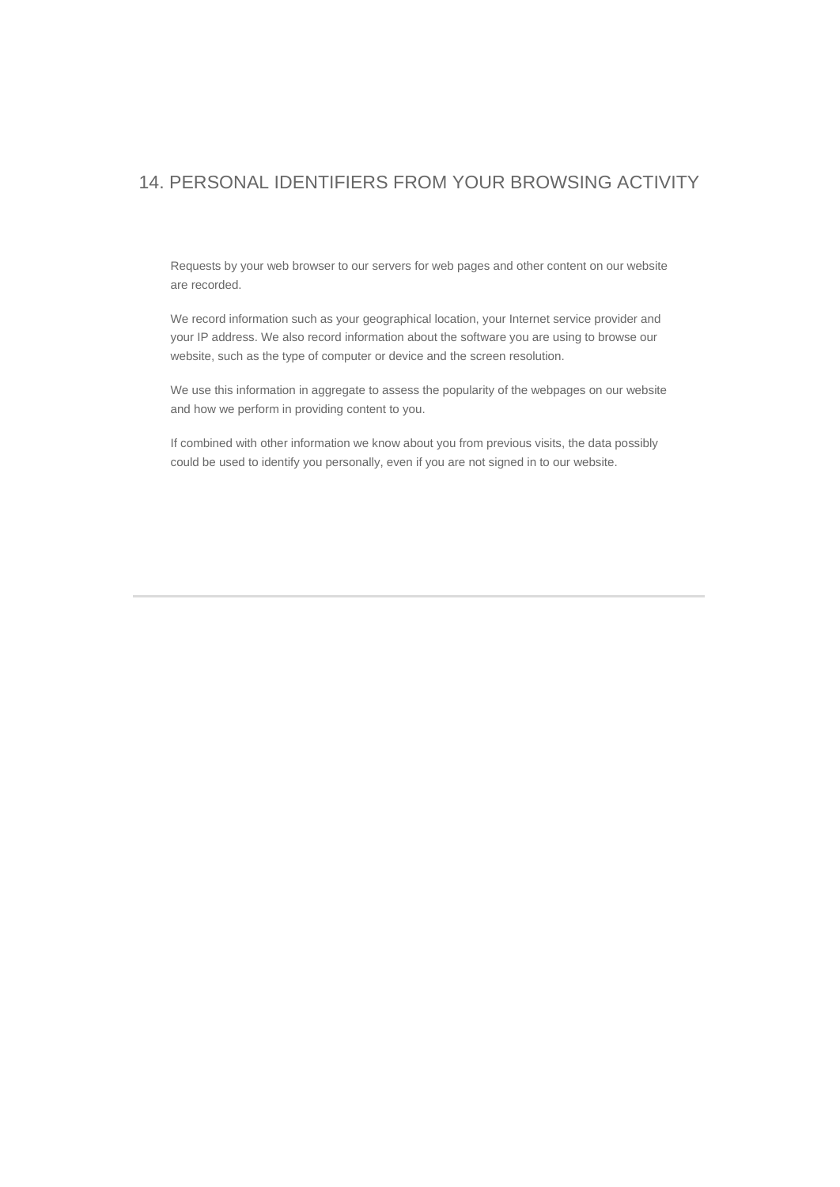## 14. PERSONAL IDENTIFIERS FROM YOUR BROWSING ACTIVITY

Requests by your web browser to our servers for web pages and other content on our website are recorded.

We record information such as your geographical location, your Internet service provider and your IP address. We also record information about the software you are using to browse our website, such as the type of computer or device and the screen resolution.

We use this information in aggregate to assess the popularity of the webpages on our website and how we perform in providing content to you.

If combined with other information we know about you from previous visits, the data possibly could be used to identify you personally, even if you are not signed in to our website.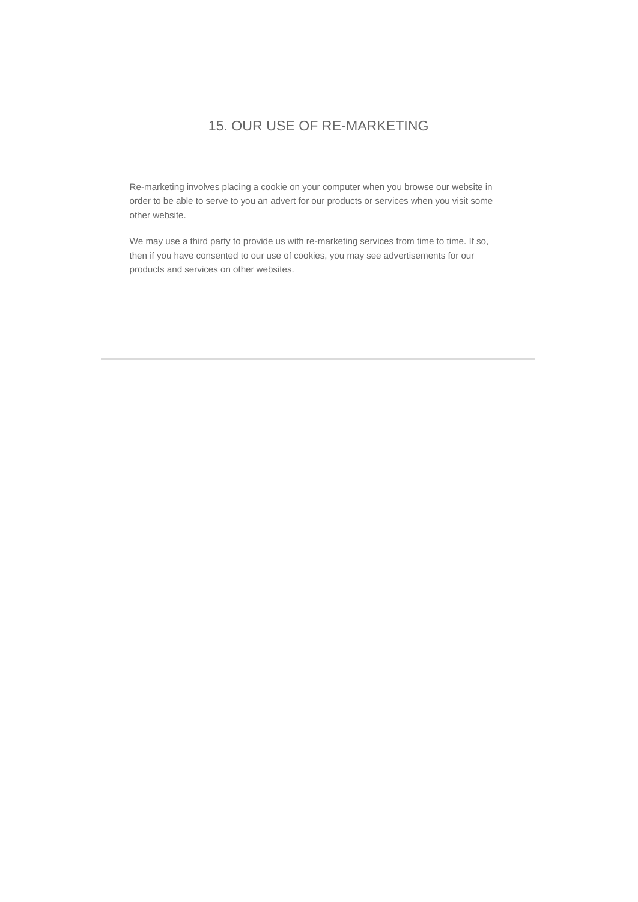## 15. OUR USE OF RE-MARKETING

Re-marketing involves placing a cookie on your computer when you browse our website in order to be able to serve to you an advert for our products or services when you visit some other website.

We may use a third party to provide us with re-marketing services from time to time. If so, then if you have consented to our use of cookies, you may see advertisements for our products and services on other websites.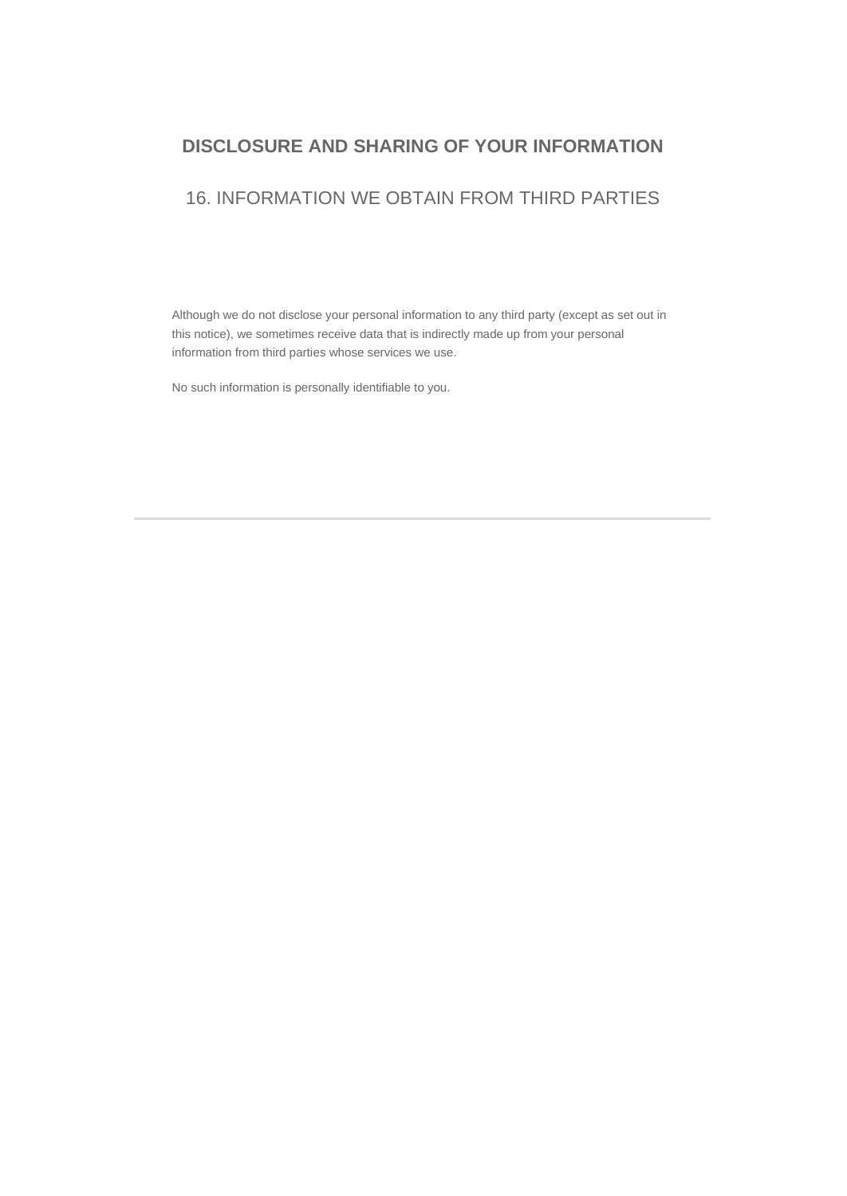## DISCLOSURE AND SHARING OF YOUR INFORMATION

### 16. INFORMATION WE OBTAIN FROM THIRD PARTIES

Although we do not disclose your personal information to any third party (except as set out in this notice), we sometimes receive data that is indirectly made up from your personal information from third parties whose services we use.

No such information is personally identifiable to you.

---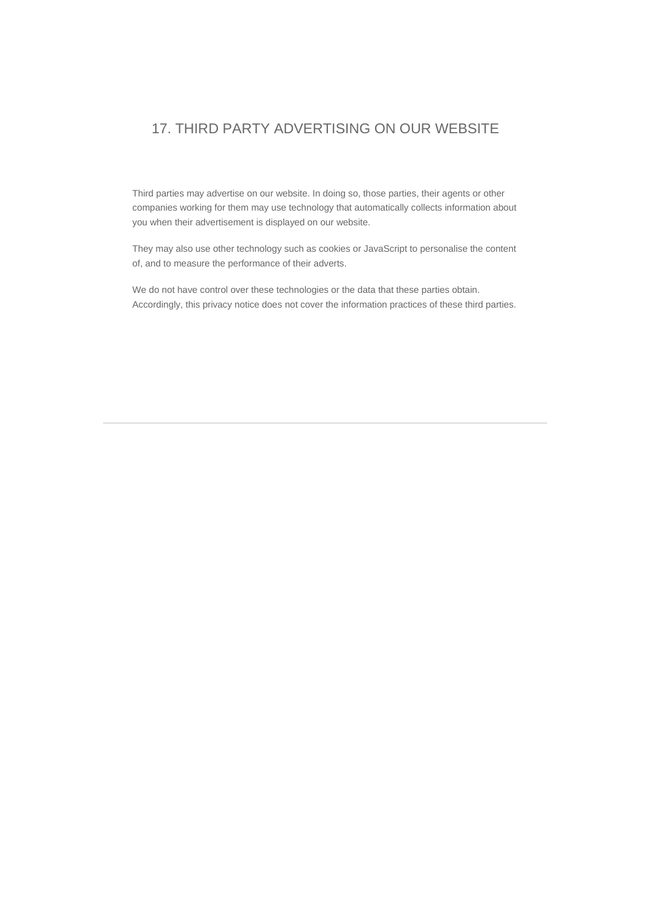## 17. THIRD PARTY ADVERTISING ON OUR WEBSITE

Third parties may advertise on our website. In doing so, those parties, their agents or other companies working for them may use technology that automatically collects information about you when their advertisement is displayed on our website.

They may also use other technology such as cookies or JavaScript to personalise the content of, and to measure the performance of their adverts.

We do not have control over these technologies or the data that these parties obtain. Accordingly, this privacy notice does not cover the information practices of these third parties.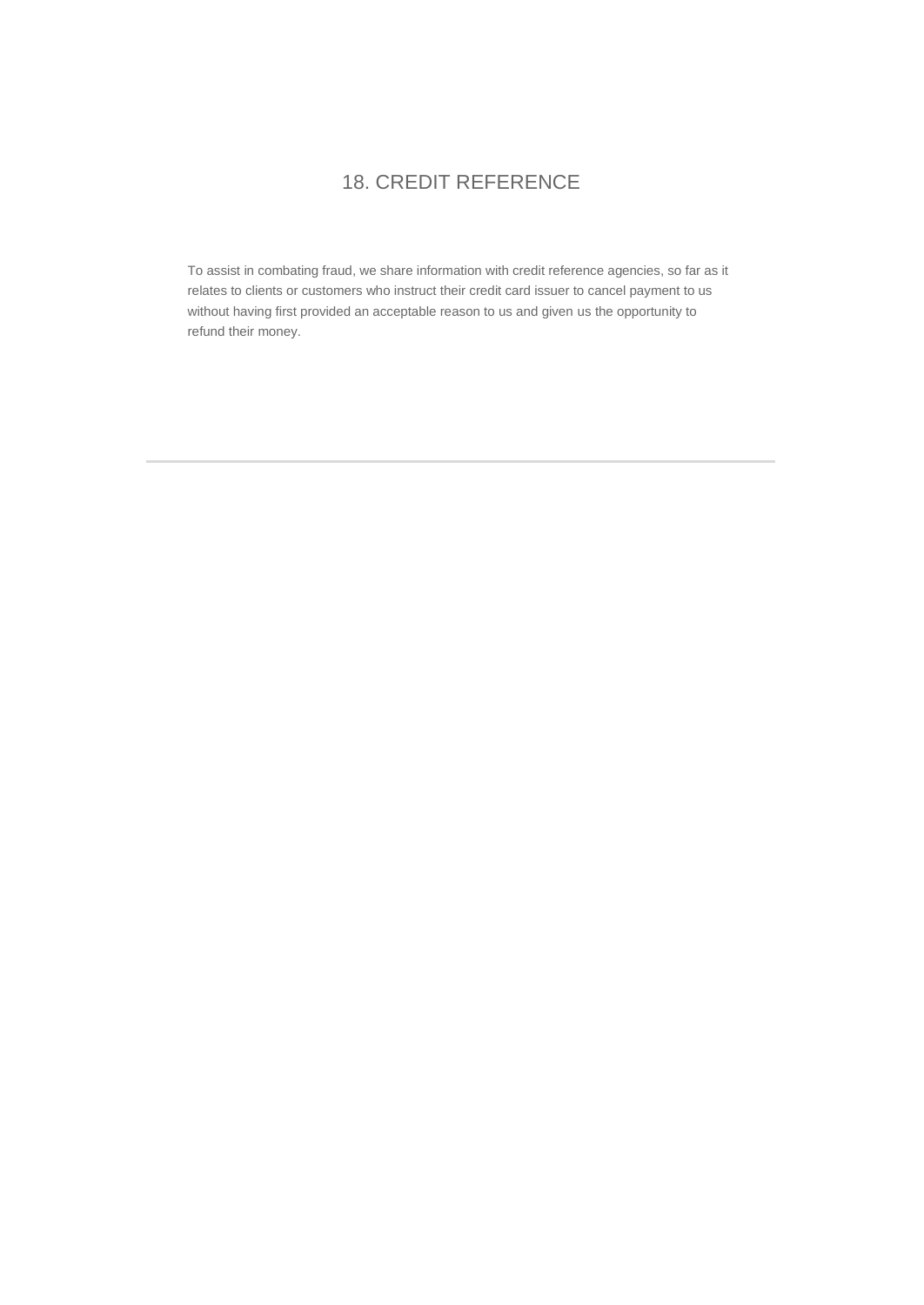## 18. CREDIT REFERENCE

To assist in combating fraud, we share information with credit reference agencies, so far as it relates to clients or customers who instruct their credit card issuer to cancel payment to us without having first provided an acceptable reason to us and given us the opportunity to refund their money.

---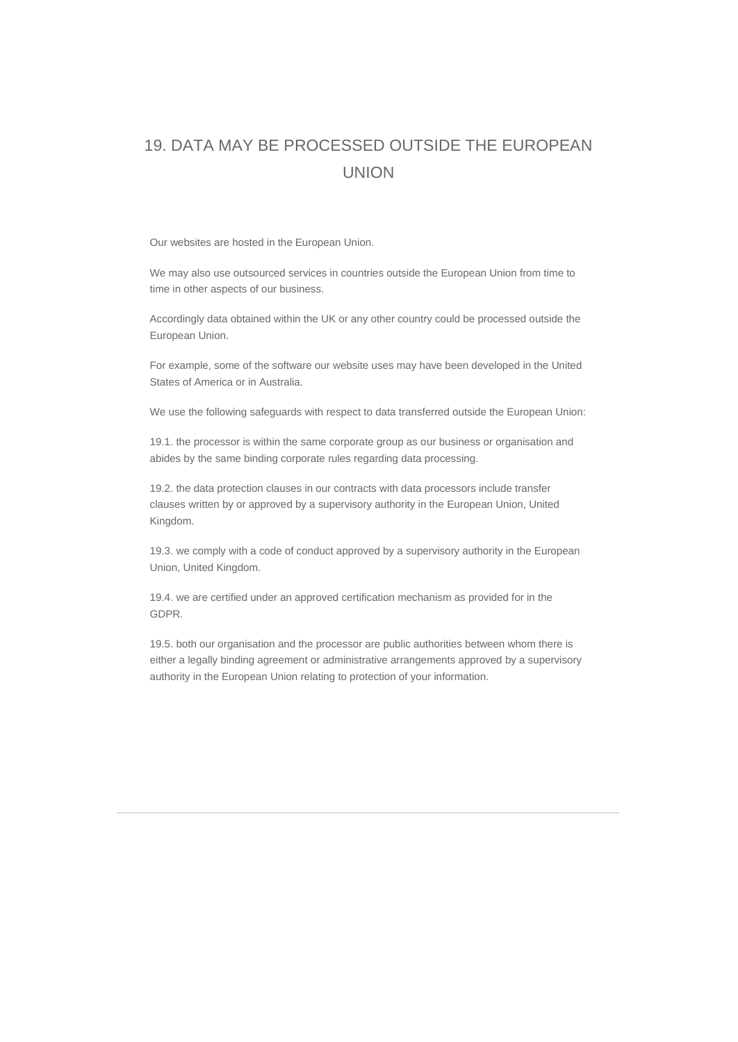## 19. DATA MAY BE PROCESSED OUTSIDE THE EUROPEAN UNION

Our websites are hosted in the European Union.

We may also use outsourced services in countries outside the European Union from time to time in other aspects of our business.

Accordingly data obtained within the UK or any other country could be processed outside the European Union.

For example, some of the software our website uses may have been developed in the United States of America or in Australia.

We use the following safeguards with respect to data transferred outside the European Union:

19.1. the processor is within the same corporate group as our business or organisation and abides by the same binding corporate rules regarding data processing.

19.2. the data protection clauses in our contracts with data processors include transfer clauses written by or approved by a supervisory authority in the European Union, United Kingdom.

19.3. we comply with a code of conduct approved by a supervisory authority in the European Union, United Kingdom.

19.4. we are certified under an approved certification mechanism as provided for in the GDPR.

19.5. both our organisation and the processor are public authorities between whom there is either a legally binding agreement or administrative arrangements approved by a supervisory authority in the European Union relating to protection of your information.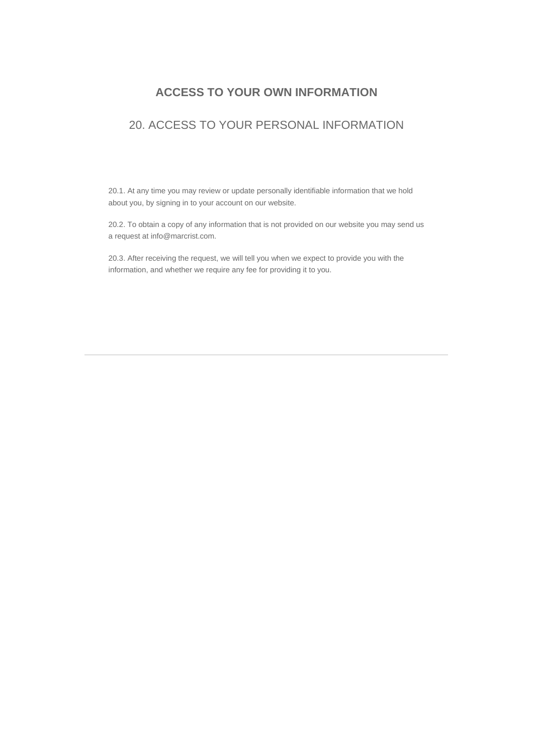# ACCESS TO YOUR OWN INFORMATION

## 20. ACCESS TO YOUR PERSONAL INFORMATION

20.1. At any time you may review or update personally identifiable information that we hold about you, by signing in to your account on our website.

20.2. To obtain a copy of any information that is not provided on our website you may send us a request at info@marcrist.com.

20.3. After receiving the request, we will tell you when we expect to provide you with the information, and whether we require any fee for providing it to you.

---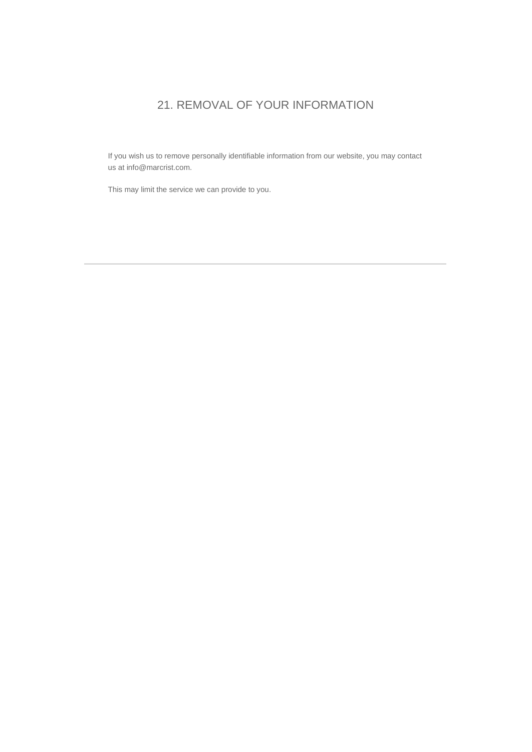## 21. REMOVAL OF YOUR INFORMATION

If you wish us to remove personally identifiable information from our website, you may contact us at info@marcrist.com.

This may limit the service we can provide to you.

---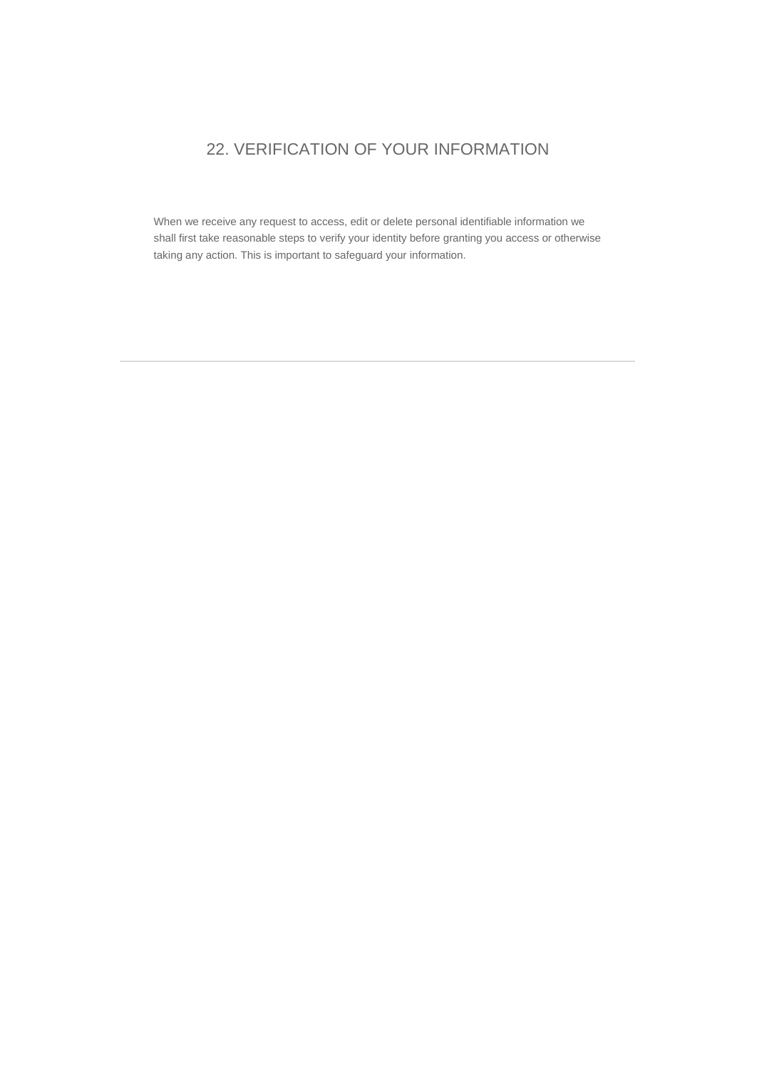## 22. VERIFICATION OF YOUR INFORMATION

When we receive any request to access, edit or delete personal identifiable information we shall first take reasonable steps to verify your identity before granting you access or otherwise taking any action. This is important to safeguard your information.

---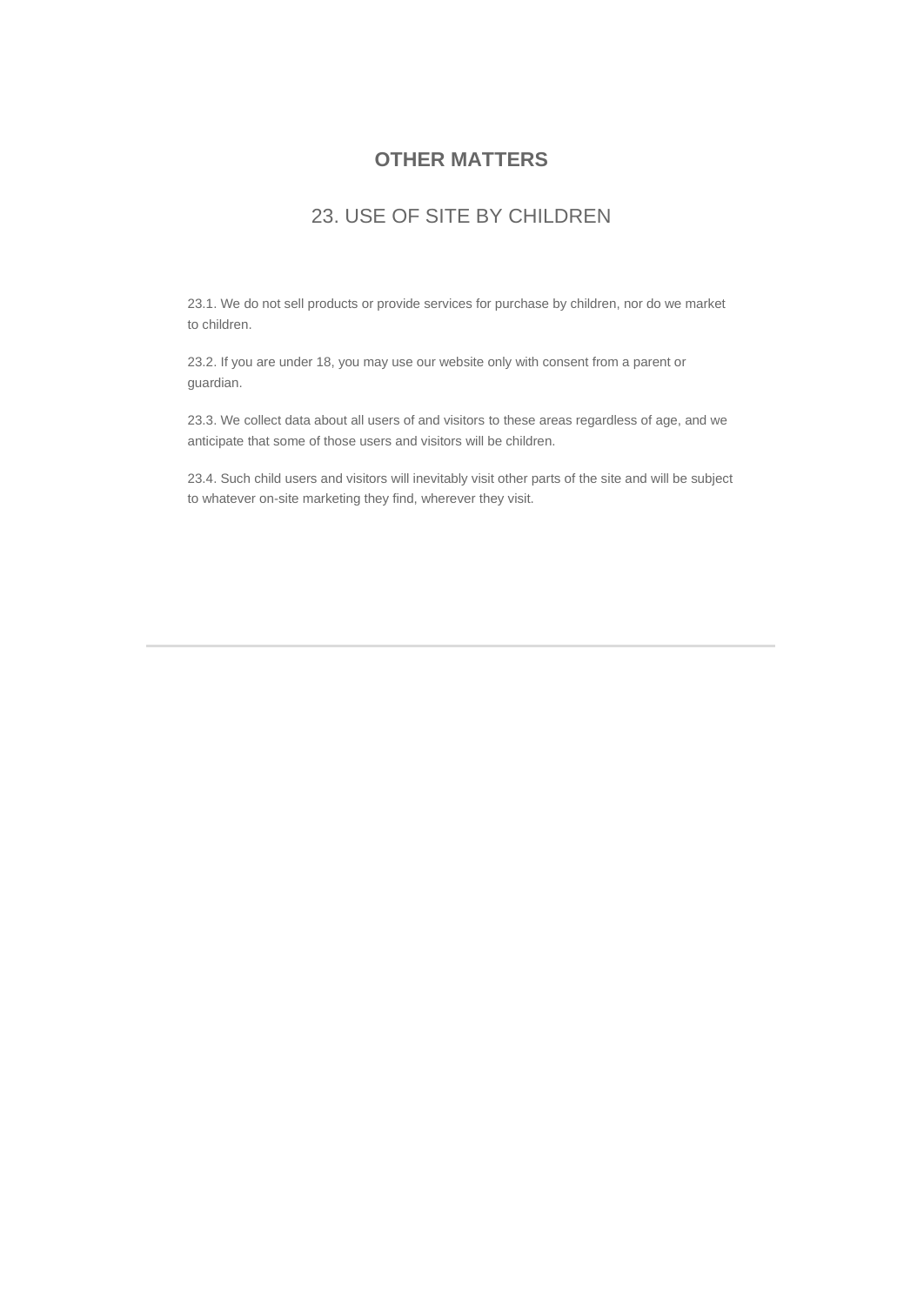## OTHER MATTERS

### 23. USE OF SITE BY CHILDREN

23.1. We do not sell products or provide services for purchase by children, nor do we market to children.

23.2. If you are under 18, you may use our website only with consent from a parent or guardian.

23.3. We collect data about all users of and visitors to these areas regardless of age, and we anticipate that some of those users and visitors will be children.

23.4. Such child users and visitors will inevitably visit other parts of the site and will be subject to whatever on-site marketing they find, wherever they visit.

---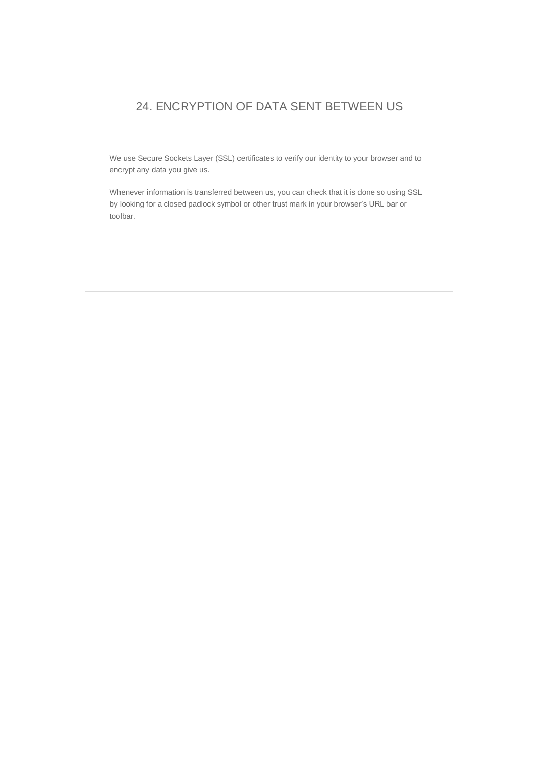## 24. ENCRYPTION OF DATA SENT BETWEEN US

We use Secure Sockets Layer (SSL) certificates to verify our identity to your browser and to encrypt any data you give us.

Whenever information is transferred between us, you can check that it is done so using SSL by looking for a closed padlock symbol or other trust mark in your browser's URL bar or toolbar.

---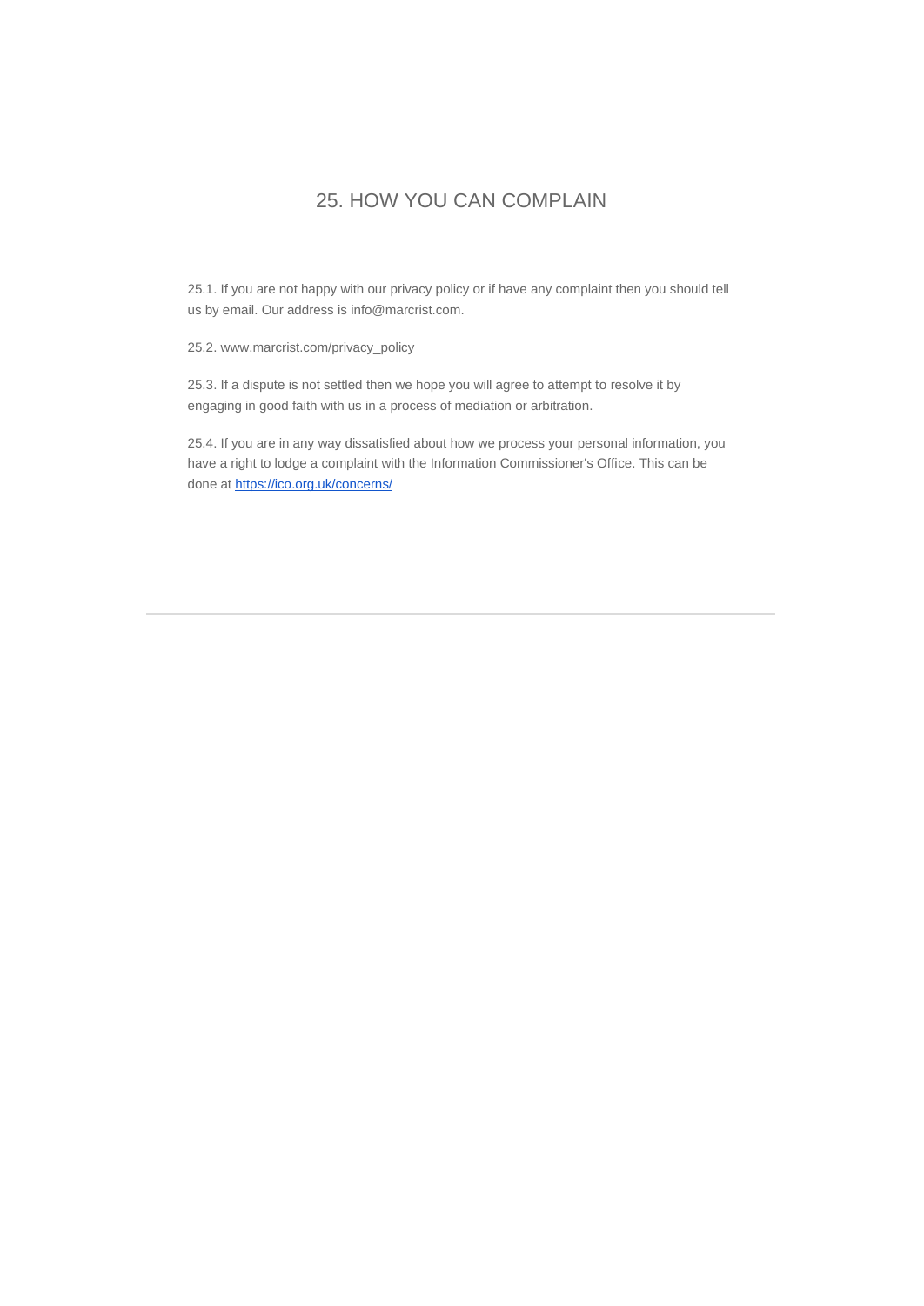## 25. HOW YOU CAN COMPLAIN

25.1. If you are not happy with our privacy policy or if have any complaint then you should tell us by email. Our address is info@marcrist.com.

25.2. www.marcrist.com/privacy_policy

25.3. If a dispute is not settled then we hope you will agree to attempt to resolve it by engaging in good faith with us in a process of mediation or arbitration.

25.4. If you are in any way dissatisfied about how we process your personal information, you have a right to lodge a complaint with the Information Commissioner's Office. This can be done at https://ico.org.uk/concerns/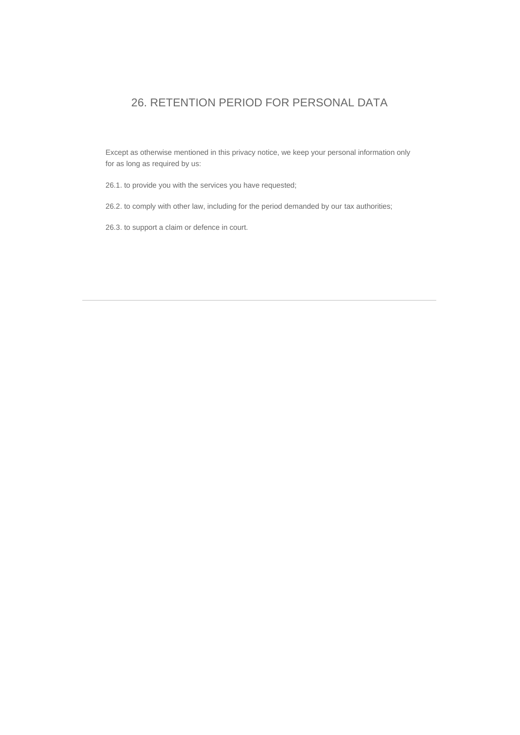## 26. RETENTION PERIOD FOR PERSONAL DATA

Except as otherwise mentioned in this privacy notice, we keep your personal information only for as long as required by us:

26.1. to provide you with the services you have requested;

26.2. to comply with other law, including for the period demanded by our tax authorities;

26.3. to support a claim or defence in court.

---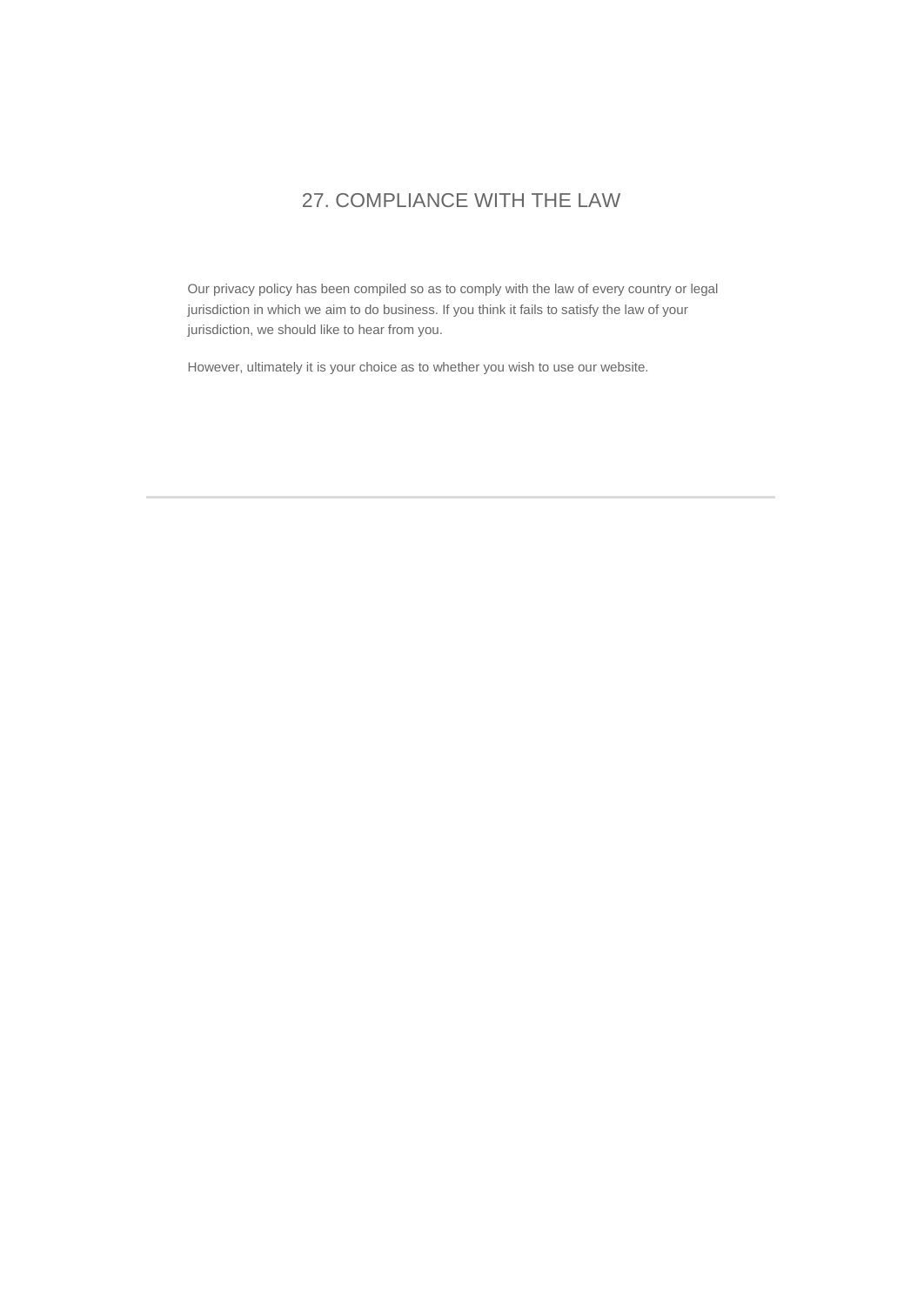## 27. COMPLIANCE WITH THE LAW

Our privacy policy has been compiled so as to comply with the law of every country or legal jurisdiction in which we aim to do business. If you think it fails to satisfy the law of your jurisdiction, we should like to hear from you.

However, ultimately it is your choice as to whether you wish to use our website.

---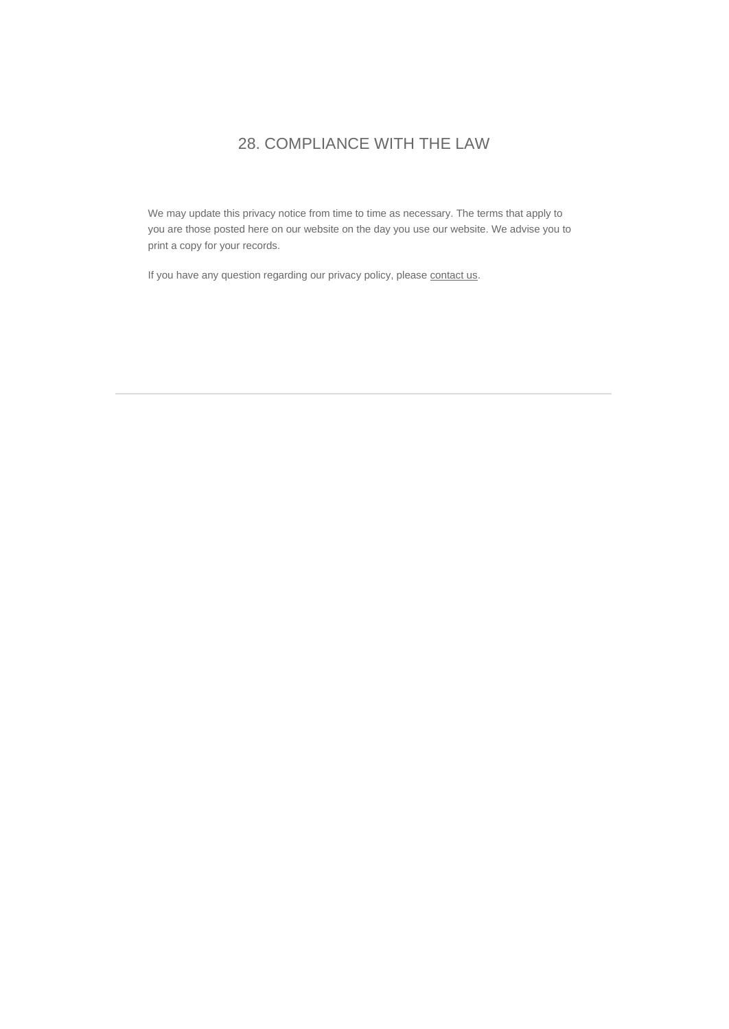## 28. COMPLIANCE WITH THE LAW

We may update this privacy notice from time to time as necessary. The terms that apply to you are those posted here on our website on the day you use our website. We advise you to print a copy for your records.

If you have any question regarding our privacy policy, please contact us.